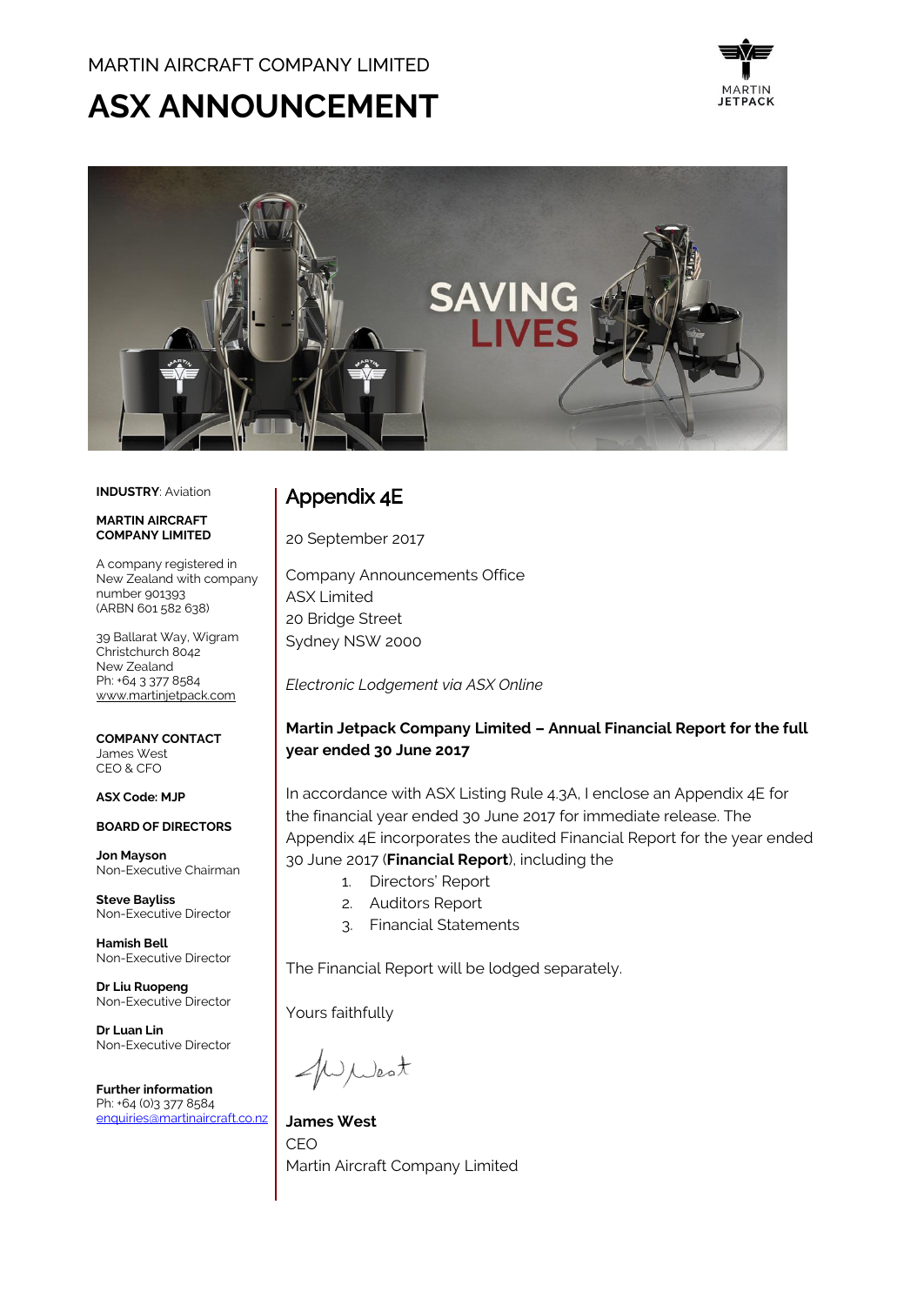MARTIN AIRCRAFT COMPANY LIMITED

# ASX ANNOUNCEMENT

SAVING LIVES

**INDUSTRY**: Aviation

**MARTIN AIRCRAFT COMPANY LIMITED**

A company registered in New Zealand with company number 901393 (ARBN 601 582 638)

39 Ballarat Way, Wigram
Christchurch 8042
New Zealand
Ph: +64 3 377 8584
www.martinjetpack.com

**COMPANY CONTACT**
James West
CEO & CFO

**ASX Code: MJP**

**BOARD OF DIRECTORS**

**Jon Mayson**
Non-Executive Chairman

**Steve Bayliss**
Non-Executive Director

**Hamish Bell**
Non-Executive Director

**Dr Liu Ruopeng**
Non-Executive Director

**Dr Luan Lin**
Non-Executive Director

**Further information**
Ph: +64 (0)3 377 8584
enquiries@martinaircraft.co.nz

## Appendix 4E

20 September 2017

Company Announcements Office
ASX Limited
20 Bridge Street
Sydney NSW 2000

*Electronic Lodgement via ASX Online*

**Martin Jetpack Company Limited – Annual Financial Report for the full year ended 30 June 2017**

In accordance with ASX Listing Rule 4.3A, I enclose an Appendix 4E for the financial year ended 30 June 2017 for immediate release. The Appendix 4E incorporates the audited Financial Report for the year ended 30 June 2017 (**Financial Report**), including the

1. Directors' Report
2. Auditors Report
3. Financial Statements

The Financial Report will be lodged separately.

Yours faithfully

**James West**
CEO
Martin Aircraft Company Limited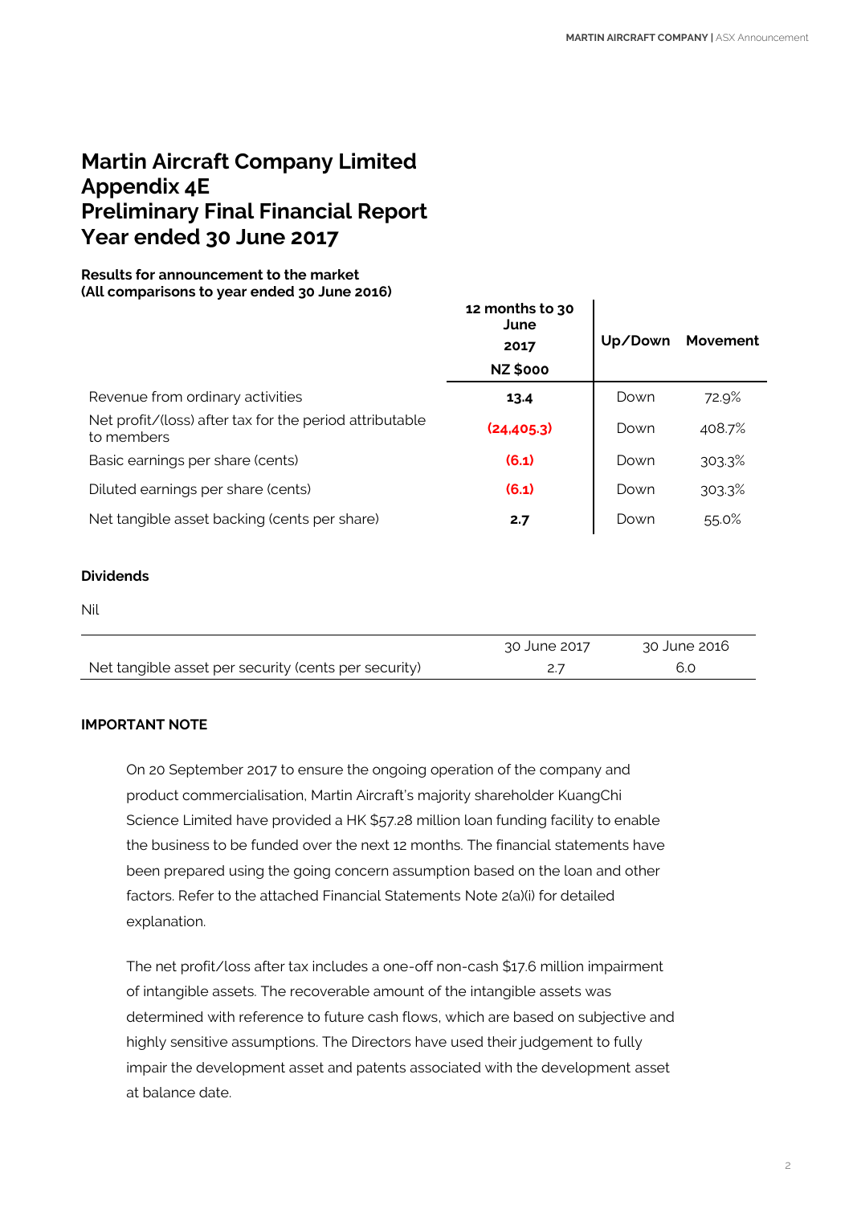# Martin Aircraft Company Limited
# Appendix 4E
# Preliminary Final Financial Report
# Year ended 30 June 2017

**Results for announcement to the market**
**(All comparisons to year ended 30 June 2016)**

| | 12 months to 30 June 2017 NZ $000 | Up/Down | Movement |
|---|---|---|---|
| Revenue from ordinary activities | **13.4** | Down | 72.9% |
| Net profit/(loss) after tax for the period attributable to members | **(24,405.3)** | Down | 408.7% |
| Basic earnings per share (cents) | **(6.1)** | Down | 303.3% |
| Diluted earnings per share (cents) | **(6.1)** | Down | 303.3% |
| Net tangible asset backing (cents per share) | **2.7** | Down | 55.0% |

**Dividends**

Nil

| | 30 June 2017 | 30 June 2016 |
|---|---|---|
| Net tangible asset per security (cents per security) | 2.7 | 6.0 |

**IMPORTANT NOTE**

On 20 September 2017 to ensure the ongoing operation of the company and product commercialisation, Martin Aircraft's majority shareholder KuangChi Science Limited have provided a HK $57.28 million loan funding facility to enable the business to be funded over the next 12 months. The financial statements have been prepared using the going concern assumption based on the loan and other factors. Refer to the attached Financial Statements Note 2(a)(i) for detailed explanation.

The net profit/loss after tax includes a one-off non-cash $17.6 million impairment of intangible assets. The recoverable amount of the intangible assets was determined with reference to future cash flows, which are based on subjective and highly sensitive assumptions. The Directors have used their judgement to fully impair the development asset and patents associated with the development asset at balance date.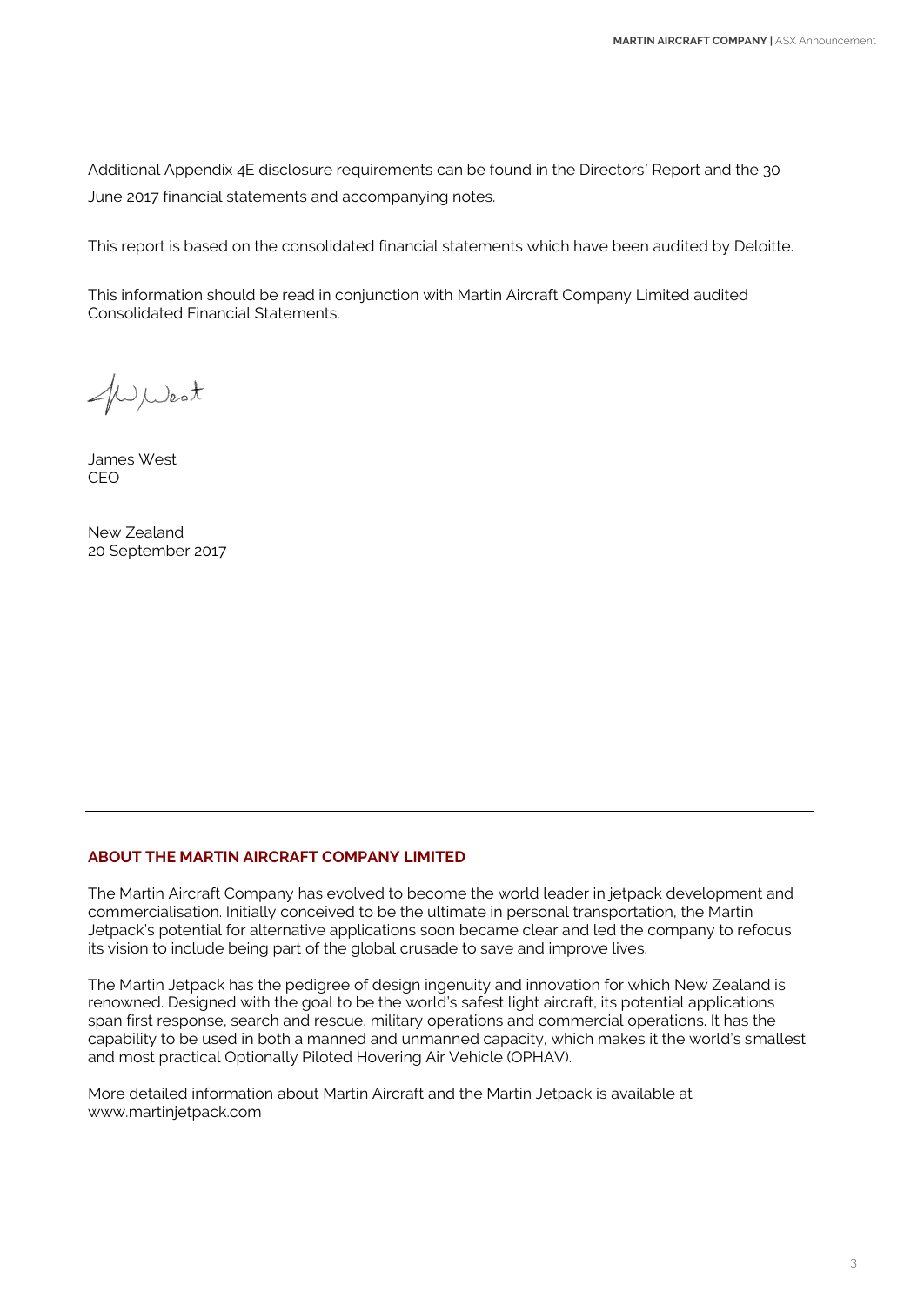Additional Appendix 4E disclosure requirements can be found in the Directors' Report and the 30 June 2017 financial statements and accompanying notes.

This report is based on the consolidated financial statements which have been audited by Deloitte.

This information should be read in conjunction with Martin Aircraft Company Limited audited Consolidated Financial Statements.

James West
CEO

New Zealand
20 September 2017

---

## ABOUT THE MARTIN AIRCRAFT COMPANY LIMITED

The Martin Aircraft Company has evolved to become the world leader in jetpack development and commercialisation. Initially conceived to be the ultimate in personal transportation, the Martin Jetpack's potential for alternative applications soon became clear and led the company to refocus its vision to include being part of the global crusade to save and improve lives.

The Martin Jetpack has the pedigree of design ingenuity and innovation for which New Zealand is renowned. Designed with the goal to be the world's safest light aircraft, its potential applications span first response, search and rescue, military operations and commercial operations. It has the capability to be used in both a manned and unmanned capacity, which makes it the world's smallest and most practical Optionally Piloted Hovering Air Vehicle (OPHAV).

More detailed information about Martin Aircraft and the Martin Jetpack is available at www.martinjetpack.com